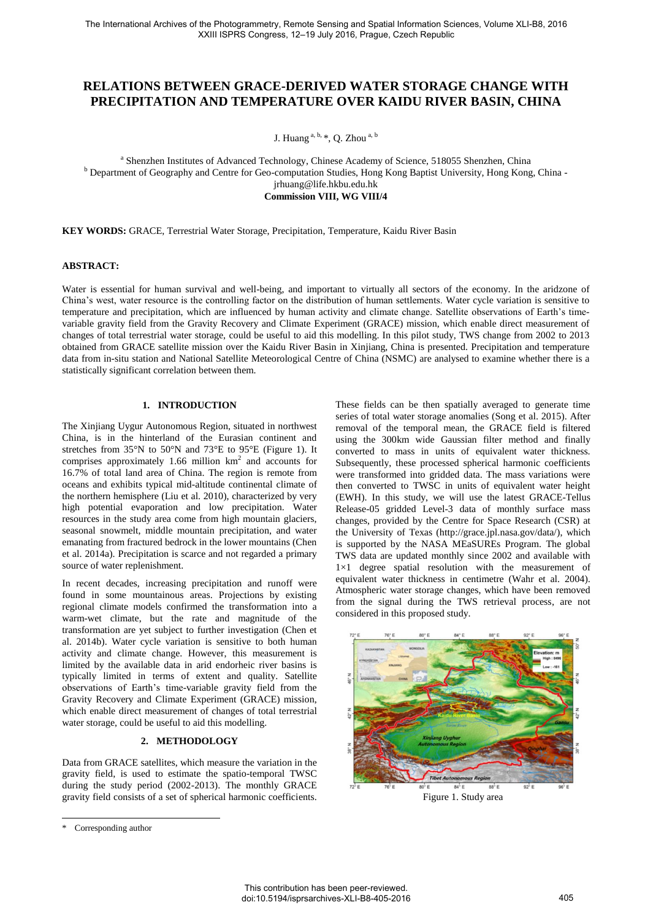# RELATIONS BETWEEN GRACE-DERIVED WATER STORAGE CHANGE WITH PRECIPITATION AND TEMPERATURE OVER KAIDU RIVER BASIN, CHINA

J. Huang [a, b, *], Q. Zhou [a, b]

[a] Shenzhen Institutes of Advanced Technology, Chinese Academy of Science, 518055 Shenzhen, China
[b] Department of Geography and Centre for Geo-computation Studies, Hong Kong Baptist University, Hong Kong, China - jrhuang@life.hkbu.edu.hk

**Commission VIII, WG VIII/4**

**KEY WORDS:** GRACE, Terrestrial Water Storage, Precipitation, Temperature, Kaidu River Basin

## ABSTRACT:

Water is essential for human survival and well-being, and important to virtually all sectors of the economy. In the aridzone of China's west, water resource is the controlling factor on the distribution of human settlements. Water cycle variation is sensitive to temperature and precipitation, which are influenced by human activity and climate change. Satellite observations of Earth's time-variable gravity field from the Gravity Recovery and Climate Experiment (GRACE) mission, which enable direct measurement of changes of total terrestrial water storage, could be useful to aid this modelling. In this pilot study, TWS change from 2002 to 2013 obtained from GRACE satellite mission over the Kaidu River Basin in Xinjiang, China is presented. Precipitation and temperature data from in-situ station and National Satellite Meteorological Centre of China (NSMC) are analysed to examine whether there is a statistically significant correlation between them.

## 1. INTRODUCTION

The Xinjiang Uygur Autonomous Region, situated in northwest China, is in the hinterland of the Eurasian continent and stretches from 35°N to 50°N and 73°E to 95°E (Figure 1). It comprises approximately 1.66 million km$^2$ and accounts for 16.7% of total land area of China. The region is remote from oceans and exhibits typical mid-altitude continental climate of the northern hemisphere (Liu et al. 2010), characterized by very high potential evaporation and low precipitation. Water resources in the study area come from high mountain glaciers, seasonal snowmelt, middle mountain precipitation, and water emanating from fractured bedrock in the lower mountains (Chen et al. 2014a). Precipitation is scarce and not regarded a primary source of water replenishment.

In recent decades, increasing precipitation and runoff were found in some mountainous areas. Projections by existing regional climate models confirmed the transformation into a warm-wet climate, but the rate and magnitude of the transformation are yet subject to further investigation (Chen et al. 2014b). Water cycle variation is sensitive to both human activity and climate change. However, this measurement is limited by the available data in arid endorheic river basins is typically limited in terms of extent and quality. Satellite observations of Earth's time-variable gravity field from the Gravity Recovery and Climate Experiment (GRACE) mission, which enable direct measurement of changes of total terrestrial water storage, could be useful to aid this modelling.

## 2. METHODOLOGY

Data from GRACE satellites, which measure the variation in the gravity field, is used to estimate the spatio-temporal TWSC during the study period (2002-2013). The monthly GRACE gravity field consists of a set of spherical harmonic coefficients. These fields can be then spatially averaged to generate time series of total water storage anomalies (Song et al. 2015). After removal of the temporal mean, the GRACE field is filtered using the 300km wide Gaussian filter method and finally converted to mass in units of equivalent water thickness. Subsequently, these processed spherical harmonic coefficients were transformed into gridded data. The mass variations were then converted to TWSC in units of equivalent water height (EWH). In this study, we will use the latest GRACE-Tellus Release-05 gridded Level-3 data of monthly surface mass changes, provided by the Centre for Space Research (CSR) at the University of Texas (http://grace.jpl.nasa.gov/data/), which is supported by the NASA MEaSUREs Program. The global TWS data are updated monthly since 2002 and available with 1×1 degree spatial resolution with the measurement of equivalent water thickness in centimetre (Wahr et al. 2004). Atmospheric water storage changes, which have been removed from the signal during the TWS retrieval process, are not considered in this proposed study.

Figure 1. Study area

\* Corresponding author

This contribution has been peer-reviewed.
doi:10.5194/isprsarchives-XLI-B8-405-2016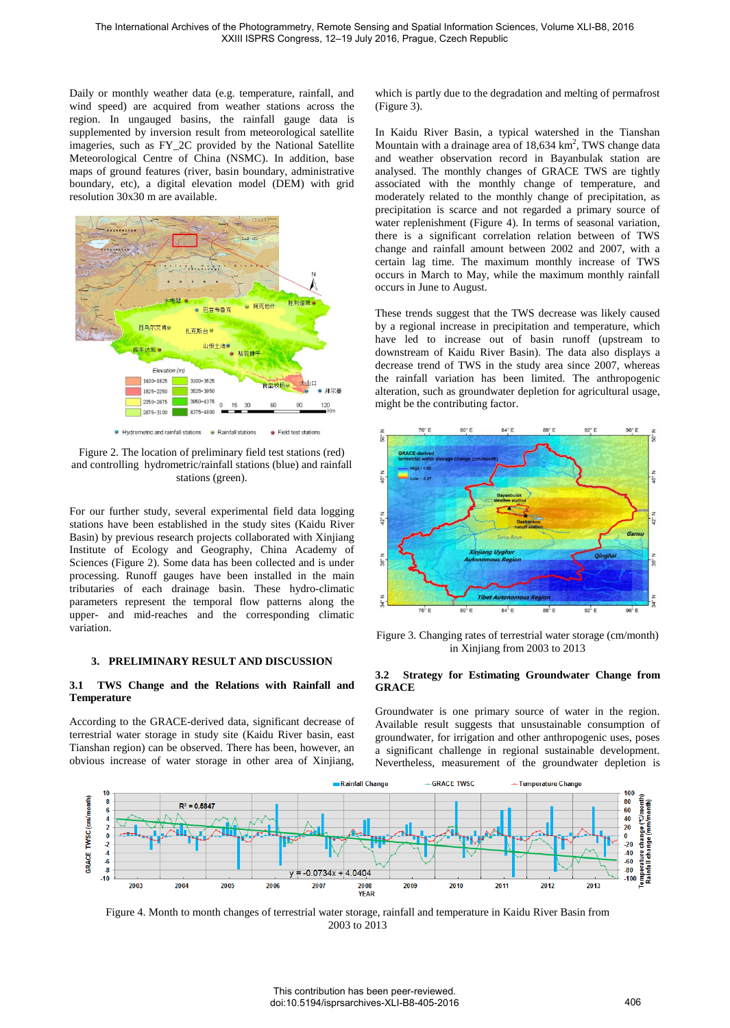Daily or monthly weather data (e.g. temperature, rainfall, and wind speed) are acquired from weather stations across the region. In ungauged basins, the rainfall gauge data is supplemented by inversion result from meteorological satellite imageries, such as FY_2C provided by the National Satellite Meteorological Centre of China (NSMC). In addition, base maps of ground features (river, basin boundary, administrative boundary, etc), a digital elevation model (DEM) with grid resolution 30x30 m are available.

Figure 2. The location of preliminary field test stations (red) and controlling hydrometric/rainfall stations (blue) and rainfall stations (green).

For our further study, several experimental field data logging stations have been established in the study sites (Kaidu River Basin) by previous research projects collaborated with Xinjiang Institute of Ecology and Geography, China Academy of Sciences (Figure 2). Some data has been collected and is under processing. Runoff gauges have been installed in the main tributaries of each drainage basin. These hydro-climatic parameters represent the temporal flow patterns along the upper- and mid-reaches and the corresponding climatic variation.

## 3. PRELIMINARY RESULT AND DISCUSSION

### 3.1 TWS Change and the Relations with Rainfall and Temperature

According to the GRACE-derived data, significant decrease of terrestrial water storage in study site (Kaidu River basin, east Tianshan region) can be observed. There has been, however, an obvious increase of water storage in other area of Xinjiang, which is partly due to the degradation and melting of permafrost (Figure 3).

In Kaidu River Basin, a typical watershed in the Tianshan Mountain with a drainage area of 18,634 km$^2$, TWS change data and weather observation record in Bayanbulak station are analysed. The monthly changes of GRACE TWS are tightly associated with the monthly change of temperature, and moderately related to the monthly change of precipitation, as precipitation is scarce and not regarded a primary source of water replenishment (Figure 4). In terms of seasonal variation, there is a significant correlation relation between of TWS change and rainfall amount between 2002 and 2007, with a certain lag time. The maximum monthly increase of TWS occurs in March to May, while the maximum monthly rainfall occurs in June to August.

These trends suggest that the TWS decrease was likely caused by a regional increase in precipitation and temperature, which have led to increase out of basin runoff (upstream to downstream of Kaidu River Basin). The data also displays a decrease trend of TWS in the study area since 2007, whereas the rainfall variation has been limited. The anthropogenic alteration, such as groundwater depletion for agricultural usage, might be the contributing factor.

Figure 3. Changing rates of terrestrial water storage (cm/month) in Xinjiang from 2003 to 2013

### 3.2 Strategy for Estimating Groundwater Change from GRACE

Groundwater is one primary source of water in the region. Available result suggests that unsustainable consumption of groundwater, for irrigation and other anthropogenic uses, poses a significant challenge in regional sustainable development. Nevertheless, measurement of the groundwater depletion is

Figure 4. Month to month changes of terrestrial water storage, rainfall and temperature in Kaidu River Basin from 2003 to 2013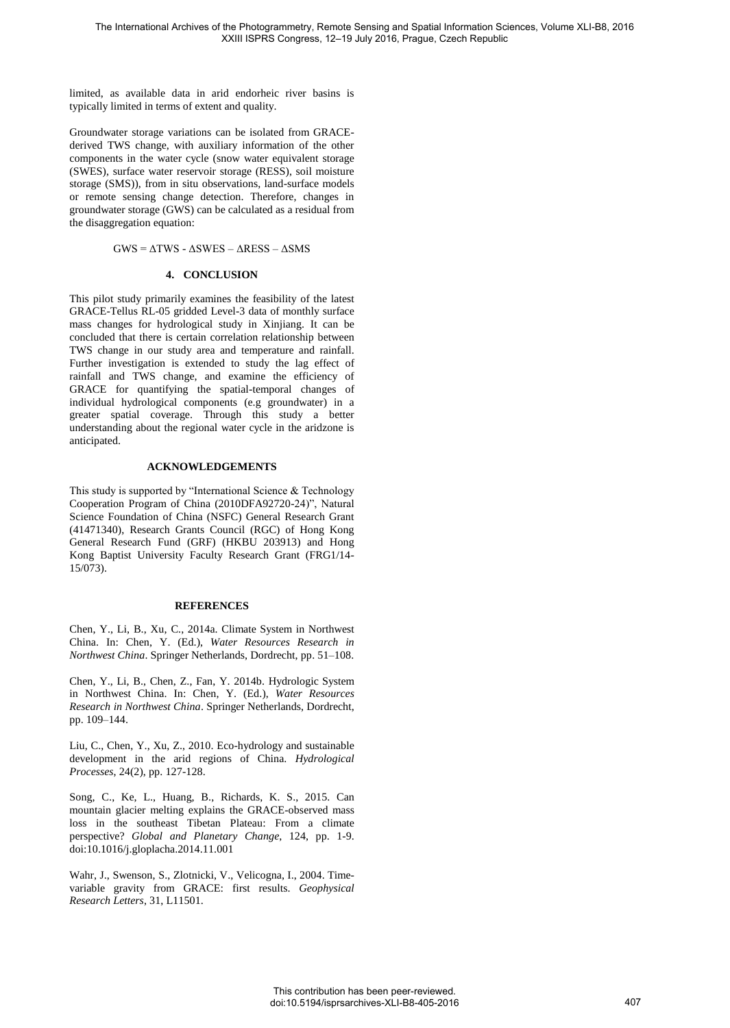limited, as available data in arid endorheic river basins is typically limited in terms of extent and quality.

Groundwater storage variations can be isolated from GRACE-derived TWS change, with auxiliary information of the other components in the water cycle (snow water equivalent storage (SWES), surface water reservoir storage (RESS), soil moisture storage (SMS)), from in situ observations, land-surface models or remote sensing change detection. Therefore, changes in groundwater storage (GWS) can be calculated as a residual from the disaggregation equation:

$$GWS = \Delta TWS - \Delta SWES - \Delta RESS - \Delta SMS$$

## 4. CONCLUSION

This pilot study primarily examines the feasibility of the latest GRACE-Tellus RL-05 gridded Level-3 data of monthly surface mass changes for hydrological study in Xinjiang. It can be concluded that there is certain correlation relationship between TWS change in our study area and temperature and rainfall. Further investigation is extended to study the lag effect of rainfall and TWS change, and examine the efficiency of GRACE for quantifying the spatial-temporal changes of individual hydrological components (e.g groundwater) in a greater spatial coverage. Through this study a better understanding about the regional water cycle in the aridzone is anticipated.

## ACKNOWLEDGEMENTS

This study is supported by "International Science & Technology Cooperation Program of China (2010DFA92720-24)", Natural Science Foundation of China (NSFC) General Research Grant (41471340), Research Grants Council (RGC) of Hong Kong General Research Fund (GRF) (HKBU 203913) and Hong Kong Baptist University Faculty Research Grant (FRG1/14-15/073).

## REFERENCES

Chen, Y., Li, B., Xu, C., 2014a. Climate System in Northwest China. In: Chen, Y. (Ed.), *Water Resources Research in Northwest China*. Springer Netherlands, Dordrecht, pp. 51–108.

Chen, Y., Li, B., Chen, Z., Fan, Y. 2014b. Hydrologic System in Northwest China. In: Chen, Y. (Ed.), *Water Resources Research in Northwest China*. Springer Netherlands, Dordrecht, pp. 109–144.

Liu, C., Chen, Y., Xu, Z., 2010. Eco-hydrology and sustainable development in the arid regions of China. *Hydrological Processes*, 24(2), pp. 127-128.

Song, C., Ke, L., Huang, B., Richards, K. S., 2015. Can mountain glacier melting explains the GRACE-observed mass loss in the southeast Tibetan Plateau: From a climate perspective? *Global and Planetary Change*, 124, pp. 1-9. doi:10.1016/j.gloplacha.2014.11.001

Wahr, J., Swenson, S., Zlotnicki, V., Velicogna, I., 2004. Time-variable gravity from GRACE: first results. *Geophysical Research Letters*, 31, L11501.